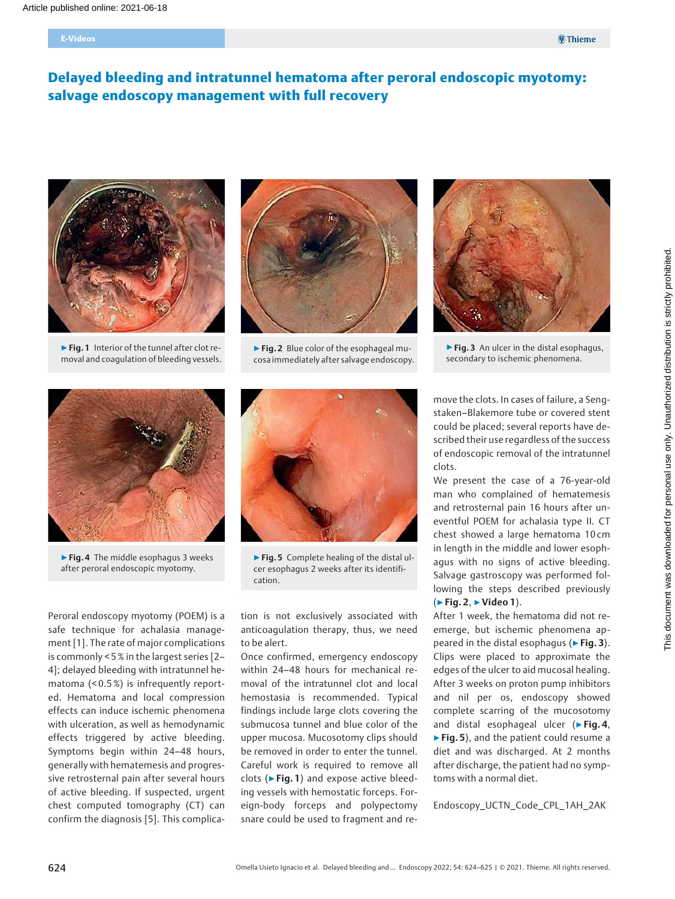# Delayed bleeding and intratunnel hematoma after peroral endoscopic myotomy: salvage endoscopy management with full recovery

▶ **Fig. 1** Interior of the tunnel after clot removal and coagulation of bleeding vessels.

▶ **Fig. 2** Blue color of the esophageal mucosa immediately after salvage endoscopy.

▶ **Fig. 3** An ulcer in the distal esophagus, secondary to ischemic phenomena.

▶ **Fig. 4** The middle esophagus 3 weeks after peroral endoscopic myotomy.

▶ **Fig. 5** Complete healing of the distal ulcer esophagus 2 weeks after its identification.

Peroral endoscopy myotomy (POEM) is a safe technique for achalasia management [1]. The rate of major complications is commonly < 5 % in the largest series [2–4]; delayed bleeding with intratunnel hematoma (< 0.5 %) is infrequently reported. Hematoma and local compression effects can induce ischemic phenomena with ulceration, as well as hemodynamic effects triggered by active bleeding. Symptoms begin within 24–48 hours, generally with hematemesis and progressive retrosternal pain after several hours of active bleeding. If suspected, urgent chest computed tomography (CT) can confirm the diagnosis [5]. This complication is not exclusively associated with anticoagulation therapy, thus, we need to be alert.

Once confirmed, emergency endoscopy within 24–48 hours for mechanical removal of the intratunnel clot and local hemostasia is recommended. Typical findings include large clots covering the submucosa tunnel and blue color of the upper mucosa. Mucosotomy clips should be removed in order to enter the tunnel. Careful work is required to remove all clots (▶ **Fig. 1**) and expose active bleeding vessels with hemostatic forceps. Foreign-body forceps and polypectomy snare could be used to fragment and remove the clots. In cases of failure, a Sengstaken–Blakemore tube or covered stent could be placed; several reports have described their use regardless of the success of endoscopic removal of the intratunnel clots.

We present the case of a 76-year-old man who complained of hematemesis and retrosternal pain 16 hours after uneventful POEM for achalasia type II. CT chest showed a large hematoma 10 cm in length in the middle and lower esophagus with no signs of active bleeding. Salvage gastroscopy was performed following the steps described previously (▶ **Fig. 2**, ▶ **Video 1**).

After 1 week, the hematoma did not reemerge, but ischemic phenomena appeared in the distal esophagus (▶ **Fig. 3**). Clips were placed to approximate the edges of the ulcer to aid mucosal healing. After 3 weeks on proton pump inhibitors and nil per os, endoscopy showed complete scarring of the mucosotomy and distal esophageal ulcer (▶ **Fig. 4**, ▶ **Fig. 5**), and the patient could resume a diet and was discharged. At 2 months after discharge, the patient had no symptoms with a normal diet.

Endoscopy_UCTN_Code_CPL_1AH_2AK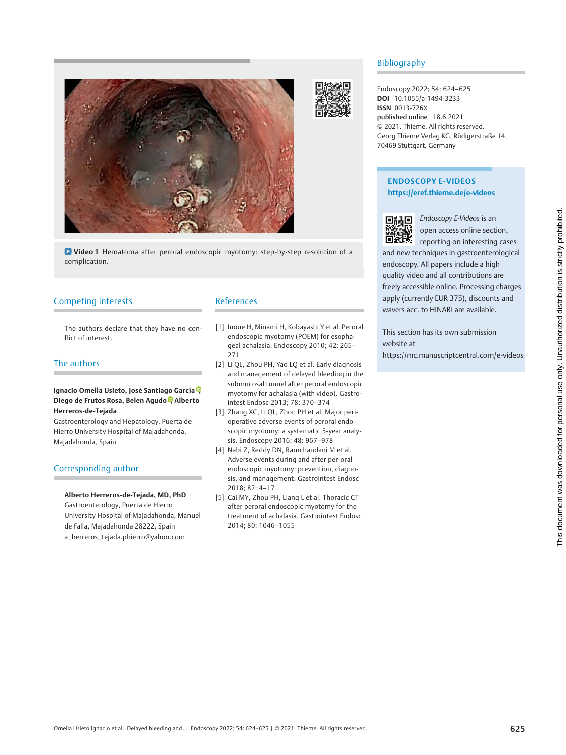Video 1 Hematoma after peroral endoscopic myotomy: step-by-step resolution of a complication.

## Competing interests

The authors declare that they have no conflict of interest.

## The authors

**Ignacio Omella Usieto, José Santiago García, Diego de Frutos Rosa, Belen Agudo, Alberto Herreros-de-Tejada**
Gastroenterology and Hepatology, Puerta de Hierro University Hospital of Majadahonda, Majadahonda, Spain

## Corresponding author

**Alberto Herreros-de-Tejada, MD, PhD**
Gastroenterology, Puerta de Hierro University Hospital of Majadahonda, Manuel de Falla, Majadahonda 28222, Spain
a_herreros_tejada.phierro@yahoo.com

## References

[1] Inoue H, Minami H, Kobayashi Y et al. Peroral endoscopic myotomy (POEM) for esophageal achalasia. Endoscopy 2010; 42: 265–271

[2] Li QL, Zhou PH, Yao LQ et al. Early diagnosis and management of delayed bleeding in the submucosal tunnel after peroral endoscopic myotomy for achalasia (with video). Gastrointest Endosc 2013; 78: 370–374

[3] Zhang XC, Li QL, Zhou PH et al. Major perioperative adverse events of peroral endoscopic myotomy: a systematic 5-year analysis. Endoscopy 2016; 48: 967–978

[4] Nabi Z, Reddy DN, Ramchandani M et al. Adverse events during and after per-oral endoscopic myotomy: prevention, diagnosis, and management. Gastrointest Endosc 2018; 87: 4–17

[5] Cai MY, Zhou PH, Liang L et al. Thoracic CT after peroral endoscopic myotomy for the treatment of achalasia. Gastrointest Endosc 2014; 80: 1046–1055

## Bibliography

Endoscopy 2022; 54: 624–625
**DOI** 10.1055/a-1494-3233
**ISSN** 0013-726X
**published online** 18.6.2021
© 2021. Thieme. All rights reserved.
Georg Thieme Verlag KG, Rüdigerstraße 14, 70469 Stuttgart, Germany

**ENDOSCOPY E-VIDEOS**
**https://eref.thieme.de/e-videos**

*Endoscopy E-Videos* is an open access online section, reporting on interesting cases and new techniques in gastroenterological endoscopy. All papers include a high quality video and all contributions are freely accessible online. Processing charges apply (currently EUR 375), discounts and wavers acc. to HINARI are available.

This section has its own submission website at https://mc.manuscriptcentral.com/e-videos

This document was downloaded for personal use only. Unauthorized distribution is strictly prohibited.